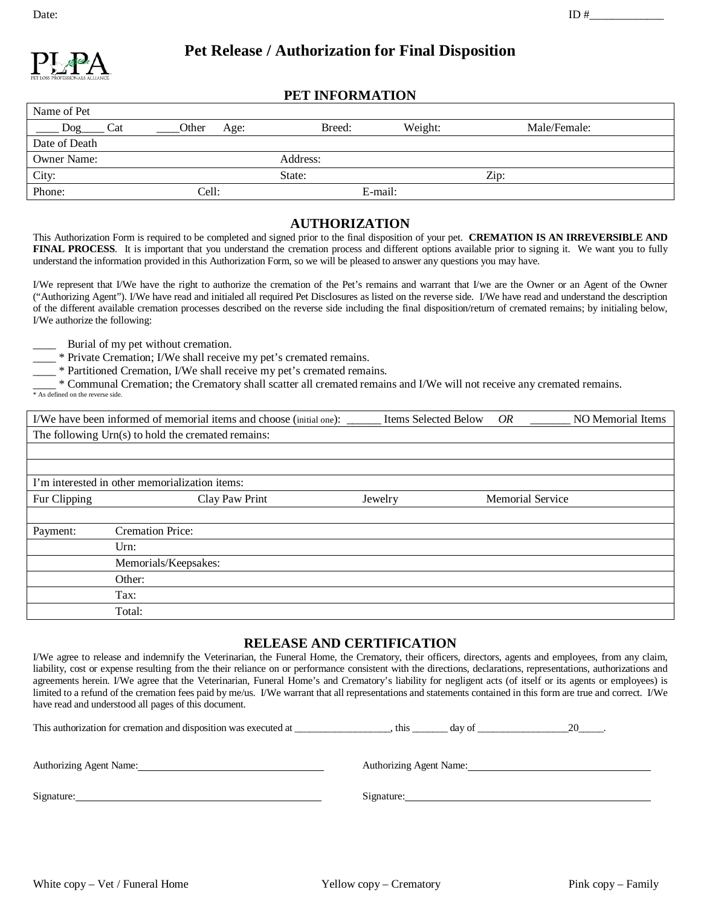Date: ID #_____________

PLPA
PET LOSS PROFESSIONALS ALLIANCE

# Pet Release / Authorization for Final Disposition

## PET INFORMATION

| Name of Pet | | | | | |
|---|---|---|---|---|---|
| ____ Dog____ Cat | ____Other | Age: | Breed: | Weight: | Male/Female: |
| Date of Death | | | | | |
| Owner Name: | | Address: | | | |
| City: | | State: | | Zip: | |
| Phone: | Cell: | | E-mail: | | |

## AUTHORIZATION

This Authorization Form is required to be completed and signed prior to the final disposition of your pet. **CREMATION IS AN IRREVERSIBLE AND FINAL PROCESS**. It is important that you understand the cremation process and different options available prior to signing it. We want you to fully understand the information provided in this Authorization Form, so we will be pleased to answer any questions you may have.

I/We represent that I/We have the right to authorize the cremation of the Pet's remains and warrant that I/we are the Owner or an Agent of the Owner ("Authorizing Agent"). I/We have read and initialed all required Pet Disclosures as listed on the reverse side. I/We have read and understand the description of the different available cremation processes described on the reverse side including the final disposition/return of cremated remains; by initialing below, I/We authorize the following:

____ Burial of my pet without cremation.
____ * Private Cremation; I/We shall receive my pet's cremated remains.
____ * Partitioned Cremation, I/We shall receive my pet's cremated remains.
____ * Communal Cremation; the Crematory shall scatter all cremated remains and I/We will not receive any cremated remains.
* As defined on the reverse side.

| I/We have been informed of memorial items and choose (initial one): ______ Items Selected Below *OR* _______ NO Memorial Items | | | |
|---|---|---|---|
| The following Urn(s) to hold the cremated remains: | | | |
| | | | |
| | | | |
| I'm interested in other memorialization items: | | | |
| Fur Clipping | Clay Paw Print | Jewelry | Memorial Service |
| | | | |
| Payment: | Cremation Price: | | |
| | Urn: | | |
| | Memorials/Keepsakes: | | |
| | Other: | | |
| | Tax: | | |
| | Total: | | |

## RELEASE AND CERTIFICATION

I/We agree to release and indemnify the Veterinarian, the Funeral Home, the Crematory, their officers, directors, agents and employees, from any claim, liability, cost or expense resulting from the their reliance on or performance consistent with the directions, declarations, representations, authorizations and agreements herein. I/We agree that the Veterinarian, Funeral Home's and Crematory's liability for negligent acts (of itself or its agents or employees) is limited to a refund of the cremation fees paid by me/us. I/We warrant that all representations and statements contained in this form are true and correct. I/We have read and understood all pages of this document.

This authorization for cremation and disposition was executed at ___________________, this _______ day of __________________20_____.

Authorizing Agent Name:___________________________ Authorizing Agent Name:___________________________

Signature:___________________________ Signature:___________________________

White copy – Vet / Funeral Home Yellow copy – Crematory Pink copy – Family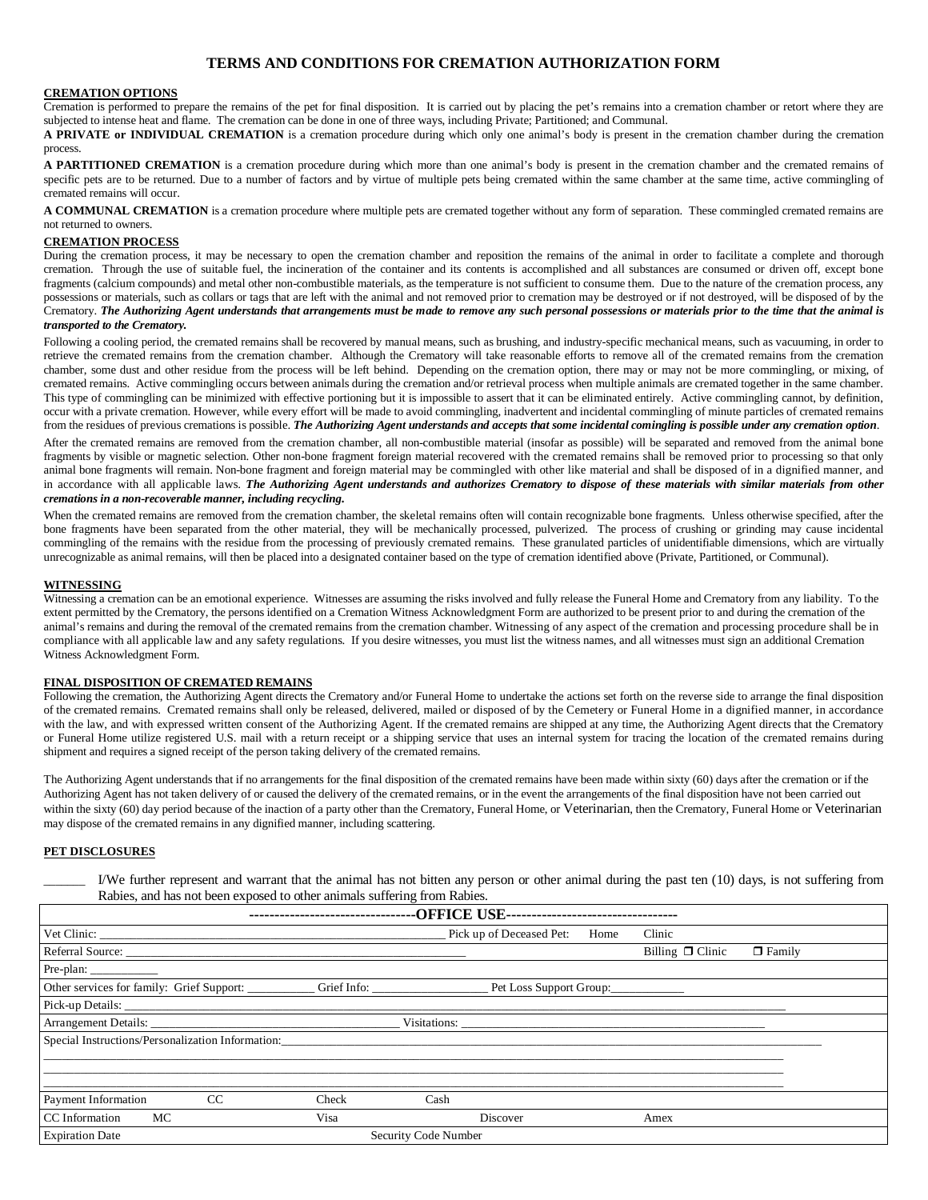# TERMS AND CONDITIONS FOR CREMATION AUTHORIZATION FORM

**CREMATION OPTIONS**

Cremation is performed to prepare the remains of the pet for final disposition. It is carried out by placing the pet's remains into a cremation chamber or retort where they are subjected to intense heat and flame. The cremation can be done in one of three ways, including Private; Partitioned; and Communal.

**A PRIVATE or INDIVIDUAL CREMATION** is a cremation procedure during which only one animal's body is present in the cremation chamber during the cremation process.

**A PARTITIONED CREMATION** is a cremation procedure during which more than one animal's body is present in the cremation chamber and the cremated remains of specific pets are to be returned. Due to a number of factors and by virtue of multiple pets being cremated within the same chamber at the same time, active commingling of cremated remains will occur.

**A COMMUNAL CREMATION** is a cremation procedure where multiple pets are cremated together without any form of separation. These commingled cremated remains are not returned to owners.

**CREMATION PROCESS**

During the cremation process, it may be necessary to open the cremation chamber and reposition the remains of the animal in order to facilitate a complete and thorough cremation. Through the use of suitable fuel, the incineration of the container and its contents is accomplished and all substances are consumed or driven off, except bone fragments (calcium compounds) and metal other non-combustible materials, as the temperature is not sufficient to consume them. Due to the nature of the cremation process, any possessions or materials, such as collars or tags that are left with the animal and not removed prior to cremation may be destroyed or if not destroyed, will be disposed of by the Crematory. ***The Authorizing Agent understands that arrangements must be made to remove any such personal possessions or materials prior to the time that the animal is transported to the Crematory.***

Following a cooling period, the cremated remains shall be recovered by manual means, such as brushing, and industry-specific mechanical means, such as vacuuming, in order to retrieve the cremated remains from the cremation chamber. Although the Crematory will take reasonable efforts to remove all of the cremated remains from the cremation chamber, some dust and other residue from the process will be left behind. Depending on the cremation option, there may or may not be more commingling, or mixing, of cremated remains. Active commingling occurs between animals during the cremation and/or retrieval process when multiple animals are cremated together in the same chamber. This type of commingling can be minimized with effective portioning but it is impossible to assert that it can be eliminated entirely. Active commingling cannot, by definition, occur with a private cremation. However, while every effort will be made to avoid commingling, inadvertent and incidental commingling of minute particles of cremated remains from the residues of previous cremations is possible. ***The Authorizing Agent understands and accepts that some incidental comingling is possible under any cremation option***.

After the cremated remains are removed from the cremation chamber, all non-combustible material (insofar as possible) will be separated and removed from the animal bone fragments by visible or magnetic selection. Other non-bone fragment foreign material recovered with the cremated remains shall be removed prior to processing so that only animal bone fragments will remain. Non-bone fragment and foreign material may be commingled with other like material and shall be disposed of in a dignified manner, and in accordance with all applicable laws. ***The Authorizing Agent understands and authorizes Crematory to dispose of these materials with similar materials from other cremations in a non-recoverable manner, including recycling.***

When the cremated remains are removed from the cremation chamber, the skeletal remains often will contain recognizable bone fragments. Unless otherwise specified, after the bone fragments have been separated from the other material, they will be mechanically processed, pulverized. The process of crushing or grinding may cause incidental commingling of the remains with the residue from the processing of previously cremated remains. These granulated particles of unidentifiable dimensions, which are virtually unrecognizable as animal remains, will then be placed into a designated container based on the type of cremation identified above (Private, Partitioned, or Communal).

**WITNESSING**

Witnessing a cremation can be an emotional experience. Witnesses are assuming the risks involved and fully release the Funeral Home and Crematory from any liability. To the extent permitted by the Crematory, the persons identified on a Cremation Witness Acknowledgment Form are authorized to be present prior to and during the cremation of the animal's remains and during the removal of the cremated remains from the cremation chamber. Witnessing of any aspect of the cremation and processing procedure shall be in compliance with all applicable law and any safety regulations. If you desire witnesses, you must list the witness names, and all witnesses must sign an additional Cremation Witness Acknowledgment Form.

**FINAL DISPOSITION OF CREMATED REMAINS**

Following the cremation, the Authorizing Agent directs the Crematory and/or Funeral Home to undertake the actions set forth on the reverse side to arrange the final disposition of the cremated remains. Cremated remains shall only be released, delivered, mailed or disposed of by the Cemetery or Funeral Home in a dignified manner, in accordance with the law, and with expressed written consent of the Authorizing Agent. If the cremated remains are shipped at any time, the Authorizing Agent directs that the Crematory or Funeral Home utilize registered U.S. mail with a return receipt or a shipping service that uses an internal system for tracing the location of the cremated remains during shipment and requires a signed receipt of the person taking delivery of the cremated remains.

The Authorizing Agent understands that if no arrangements for the final disposition of the cremated remains have been made within sixty (60) days after the cremation or if the Authorizing Agent has not taken delivery of or caused the delivery of the cremated remains, or in the event the arrangements of the final disposition have not been carried out within the sixty (60) day period because of the inaction of a party other than the Crematory, Funeral Home, or Veterinarian, then the Crematory, Funeral Home or Veterinarian may dispose of the cremated remains in any dignified manner, including scattering.

**PET DISCLOSURES**

______ I/We further represent and warrant that the animal has not bitten any person or other animal during the past ten (10) days, is not suffering from Rabies, and has not been exposed to other animals suffering from Rabies.

| | | | | |
|---|---|---|---|---|
| ---------------------------------OFFICE USE---------------------------------- | | | | |
| Vet Clinic: ______________________________ | Pick up of Deceased Pet: Home | Clinic | | |
| Referral Source: ______________________________ | | Billing ❒ Clinic | ❒ Family | |
| Pre-plan: ___________ | | | | |
| Other services for family: Grief Support: ___________ Grief Info: ___________ Pet Loss Support Group: ___________ | | | | |
| Pick-up Details: ______________________________ | | | | |
| Arrangement Details: ______________________________ Visitations: ______________________________ | | | | |
| Special Instructions/Personalization Information: ______________________________ | | | | |
| Payment Information | CC | Check | Cash | |
| CC Information MC | Visa | Discover | Amex | |
| Expiration Date | Security Code Number | | | |